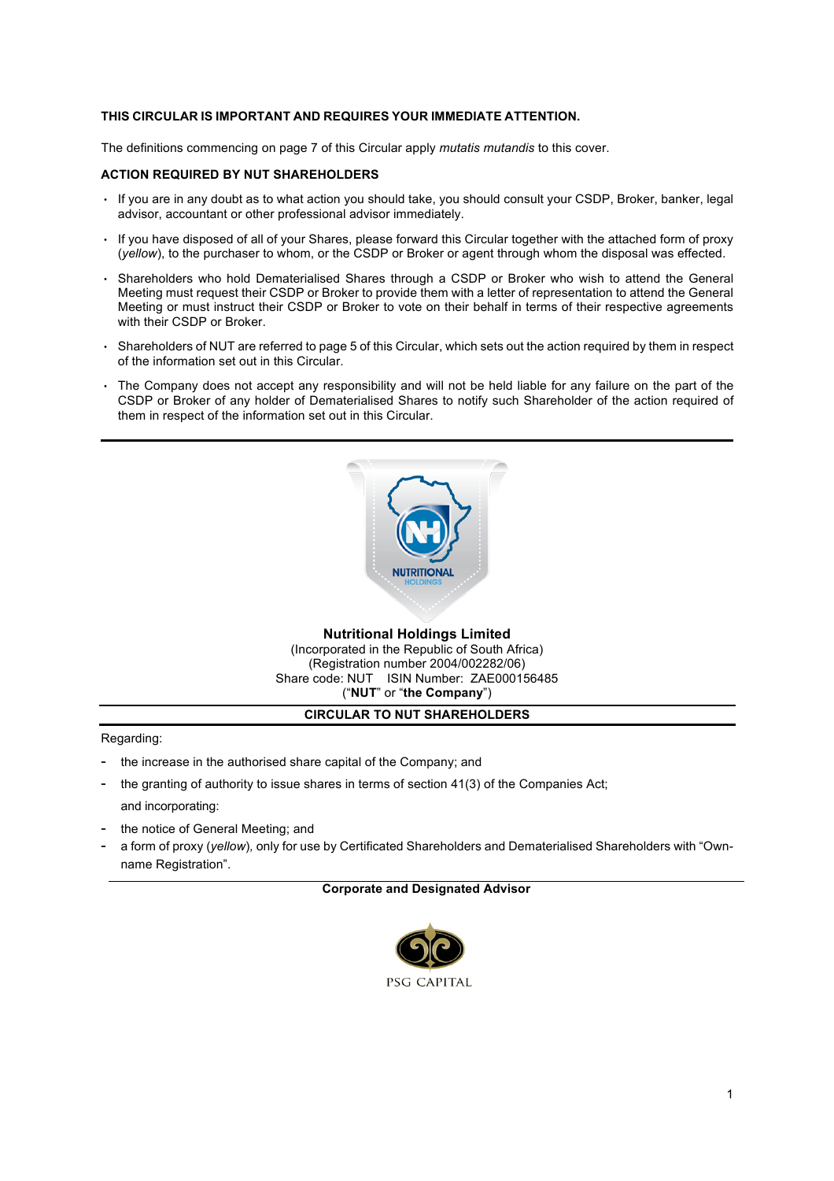**THIS CIRCULAR IS IMPORTANT AND REQUIRES YOUR IMMEDIATE ATTENTION.**

The definitions commencing on page 7 of this Circular apply *mutatis mutandis* to this cover.

**ACTION REQUIRED BY NUT SHAREHOLDERS**

- If you are in any doubt as to what action you should take, you should consult your CSDP, Broker, banker, legal advisor, accountant or other professional advisor immediately.
- If you have disposed of all of your Shares, please forward this Circular together with the attached form of proxy (*yellow*), to the purchaser to whom, or the CSDP or Broker or agent through whom the disposal was effected.
- Shareholders who hold Dematerialised Shares through a CSDP or Broker who wish to attend the General Meeting must request their CSDP or Broker to provide them with a letter of representation to attend the General Meeting or must instruct their CSDP or Broker to vote on their behalf in terms of their respective agreements with their CSDP or Broker.
- Shareholders of NUT are referred to page 5 of this Circular, which sets out the action required by them in respect of the information set out in this Circular.
- The Company does not accept any responsibility and will not be held liable for any failure on the part of the CSDP or Broker of any holder of Dematerialised Shares to notify such Shareholder of the action required of them in respect of the information set out in this Circular.

---

NUTRITIONAL HOLDINGS

**Nutritional Holdings Limited**
(Incorporated in the Republic of South Africa)
(Registration number 2004/002282/06)
Share code: NUT ISIN Number: ZAE000156485
("**NUT**" or "**the Company**")

**CIRCULAR TO NUT SHAREHOLDERS**

Regarding:

- the increase in the authorised share capital of the Company; and
- the granting of authority to issue shares in terms of section 41(3) of the Companies Act;

  and incorporating:

- the notice of General Meeting; and
- a form of proxy (*yellow*), only for use by Certificated Shareholders and Dematerialised Shareholders with "Own-name Registration".

**Corporate and Designated Advisor**

PSG CAPITAL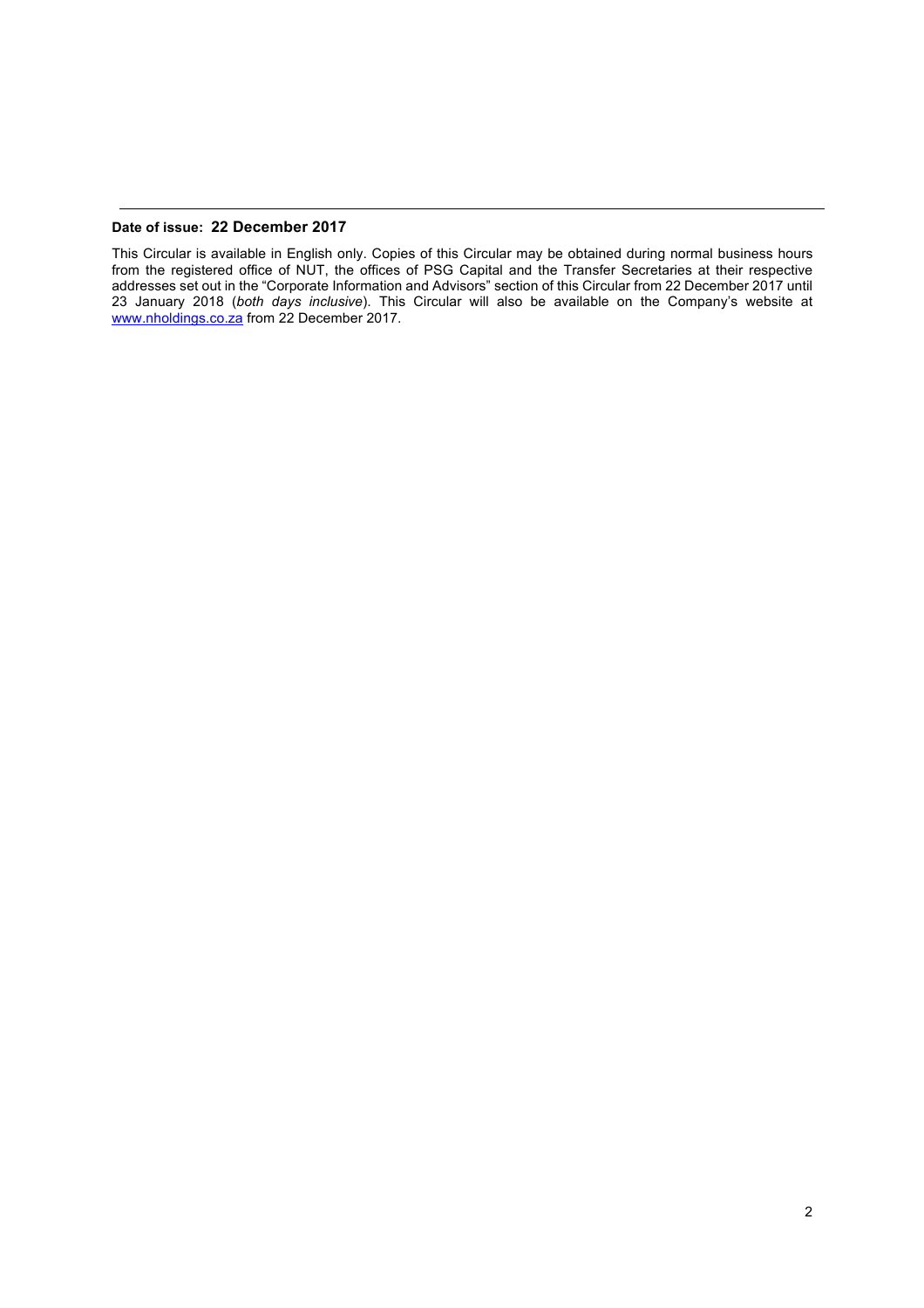**Date of issue: 22 December 2017**

This Circular is available in English only. Copies of this Circular may be obtained during normal business hours from the registered office of NUT, the offices of PSG Capital and the Transfer Secretaries at their respective addresses set out in the "Corporate Information and Advisors" section of this Circular from 22 December 2017 until 23 January 2018 (*both days inclusive*). This Circular will also be available on the Company's website at www.nholdings.co.za from 22 December 2017.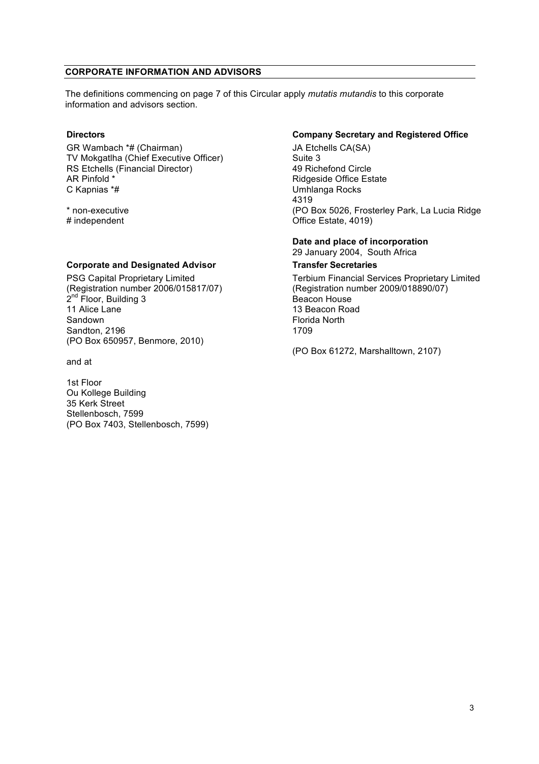## CORPORATE INFORMATION AND ADVISORS

The definitions commencing on page 7 of this Circular apply *mutatis mutandis* to this corporate information and advisors section.

**Directors**

GR Wambach *# (Chairman)
TV Mokgatlha (Chief Executive Officer)
RS Etchells (Financial Director)
AR Pinfold *
C Kapnias *#

* non-executive
# independent

**Corporate and Designated Advisor**

PSG Capital Proprietary Limited
(Registration number 2006/015817/07)
2nd Floor, Building 3
11 Alice Lane
Sandown
Sandton, 2196
(PO Box 650957, Benmore, 2010)

and at

1st Floor
Ou Kollege Building
35 Kerk Street
Stellenbosch, 7599
(PO Box 7403, Stellenbosch, 7599)

**Company Secretary and Registered Office**

JA Etchells CA(SA)
Suite 3
49 Richefond Circle
Ridgeside Office Estate
Umhlanga Rocks
4319
(PO Box 5026, Frosterley Park, La Lucia Ridge Office Estate, 4019)

**Date and place of incorporation**

29 January 2004, South Africa

**Transfer Secretaries**

Terbium Financial Services Proprietary Limited
(Registration number 2009/018890/07)
Beacon House
13 Beacon Road
Florida North
1709

(PO Box 61272, Marshalltown, 2107)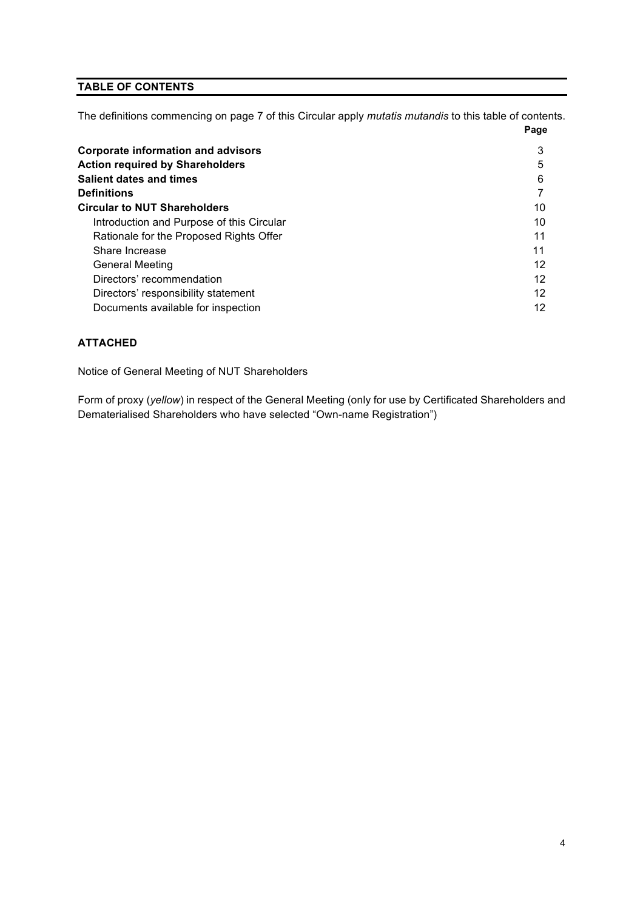## TABLE OF CONTENTS

The definitions commencing on page 7 of this Circular apply *mutatis mutandis* to this table of contents.

| | Page |
|---|---|
| **Corporate information and advisors** | 3 |
| **Action required by Shareholders** | 5 |
| **Salient dates and times** | 6 |
| **Definitions** | 7 |
| **Circular to NUT Shareholders** | 10 |
| Introduction and Purpose of this Circular | 10 |
| Rationale for the Proposed Rights Offer | 11 |
| Share Increase | 11 |
| General Meeting | 12 |
| Directors' recommendation | 12 |
| Directors' responsibility statement | 12 |
| Documents available for inspection | 12 |

**ATTACHED**

Notice of General Meeting of NUT Shareholders

Form of proxy (*yellow*) in respect of the General Meeting (only for use by Certificated Shareholders and Dematerialised Shareholders who have selected "Own-name Registration")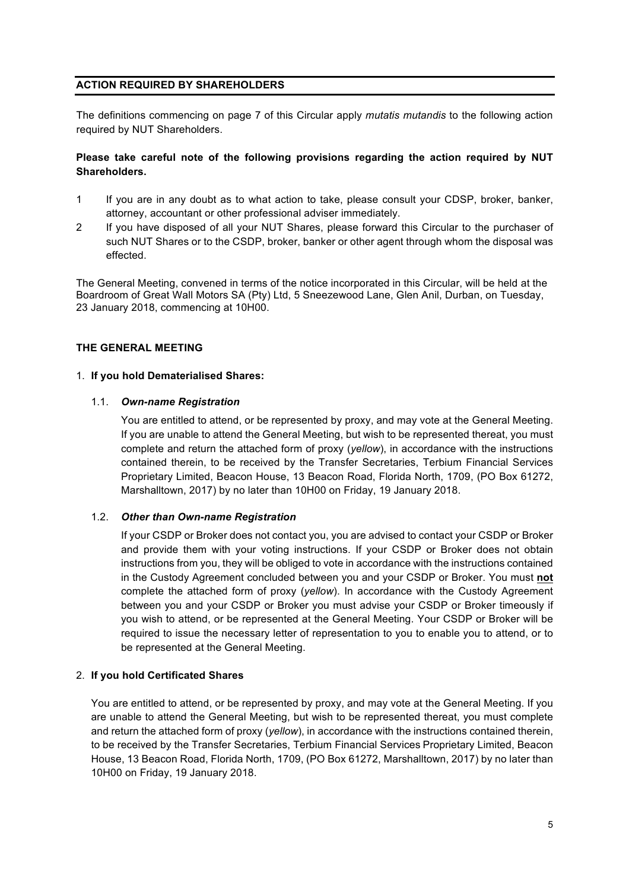## ACTION REQUIRED BY SHAREHOLDERS

The definitions commencing on page 7 of this Circular apply *mutatis mutandis* to the following action required by NUT Shareholders.

**Please take careful note of the following provisions regarding the action required by NUT Shareholders.**

1 If you are in any doubt as to what action to take, please consult your CDSP, broker, banker, attorney, accountant or other professional adviser immediately.

2 If you have disposed of all your NUT Shares, please forward this Circular to the purchaser of such NUT Shares or to the CSDP, broker, banker or other agent through whom the disposal was effected.

The General Meeting, convened in terms of the notice incorporated in this Circular, will be held at the Boardroom of Great Wall Motors SA (Pty) Ltd, 5 Sneezewood Lane, Glen Anil, Durban, on Tuesday, 23 January 2018, commencing at 10H00.

### THE GENERAL MEETING

1. **If you hold Dematerialised Shares:**

1.1. ***Own-name Registration***

You are entitled to attend, or be represented by proxy, and may vote at the General Meeting. If you are unable to attend the General Meeting, but wish to be represented thereat, you must complete and return the attached form of proxy (*yellow*), in accordance with the instructions contained therein, to be received by the Transfer Secretaries, Terbium Financial Services Proprietary Limited, Beacon House, 13 Beacon Road, Florida North, 1709, (PO Box 61272, Marshalltown, 2017) by no later than 10H00 on Friday, 19 January 2018.

1.2. ***Other than Own-name Registration***

If your CSDP or Broker does not contact you, you are advised to contact your CSDP or Broker and provide them with your voting instructions. If your CSDP or Broker does not obtain instructions from you, they will be obliged to vote in accordance with the instructions contained in the Custody Agreement concluded between you and your CSDP or Broker. You must **not** complete the attached form of proxy (*yellow*). In accordance with the Custody Agreement between you and your CSDP or Broker you must advise your CSDP or Broker timeously if you wish to attend, or be represented at the General Meeting. Your CSDP or Broker will be required to issue the necessary letter of representation to you to enable you to attend, or to be represented at the General Meeting.

2. **If you hold Certificated Shares**

You are entitled to attend, or be represented by proxy, and may vote at the General Meeting. If you are unable to attend the General Meeting, but wish to be represented thereat, you must complete and return the attached form of proxy (*yellow*), in accordance with the instructions contained therein, to be received by the Transfer Secretaries, Terbium Financial Services Proprietary Limited, Beacon House, 13 Beacon Road, Florida North, 1709, (PO Box 61272, Marshalltown, 2017) by no later than 10H00 on Friday, 19 January 2018.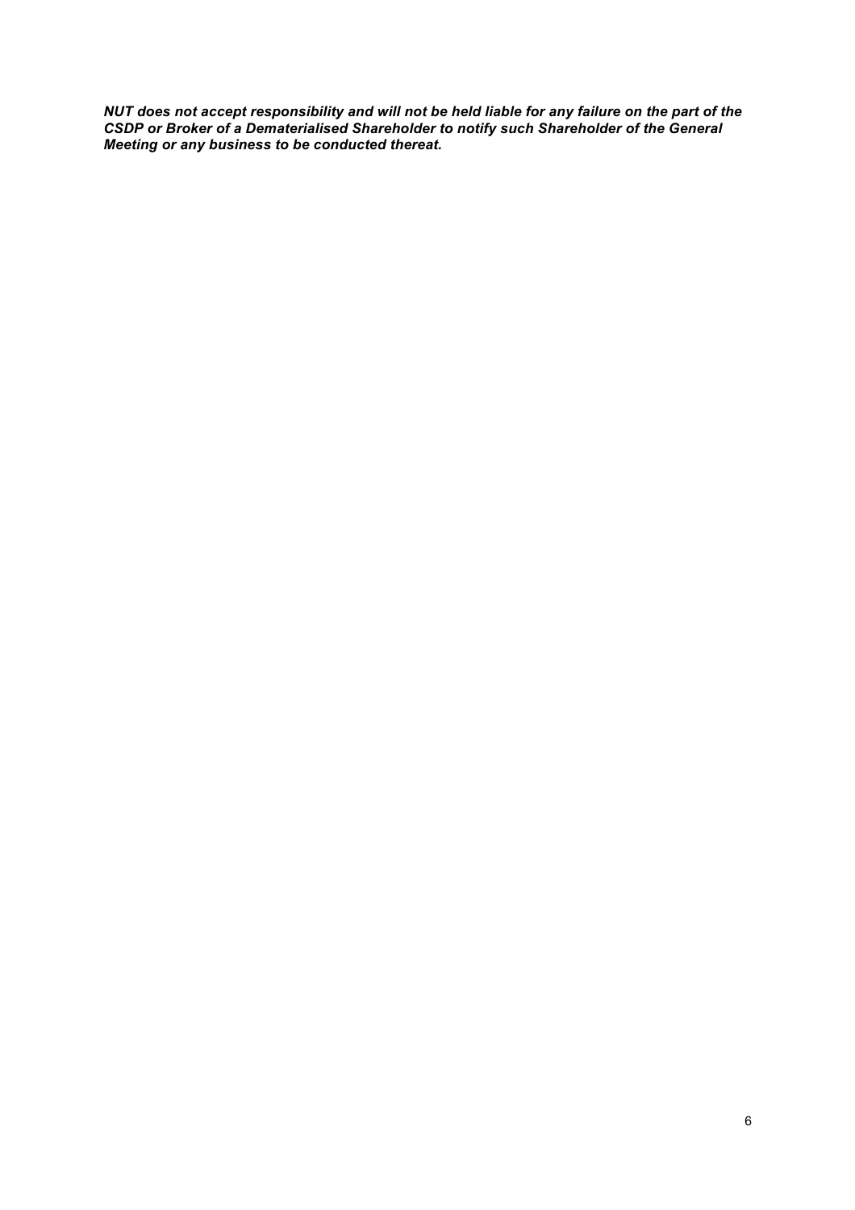***NUT does not accept responsibility and will not be held liable for any failure on the part of the CSDP or Broker of a Dematerialised Shareholder to notify such Shareholder of the General Meeting or any business to be conducted thereat.***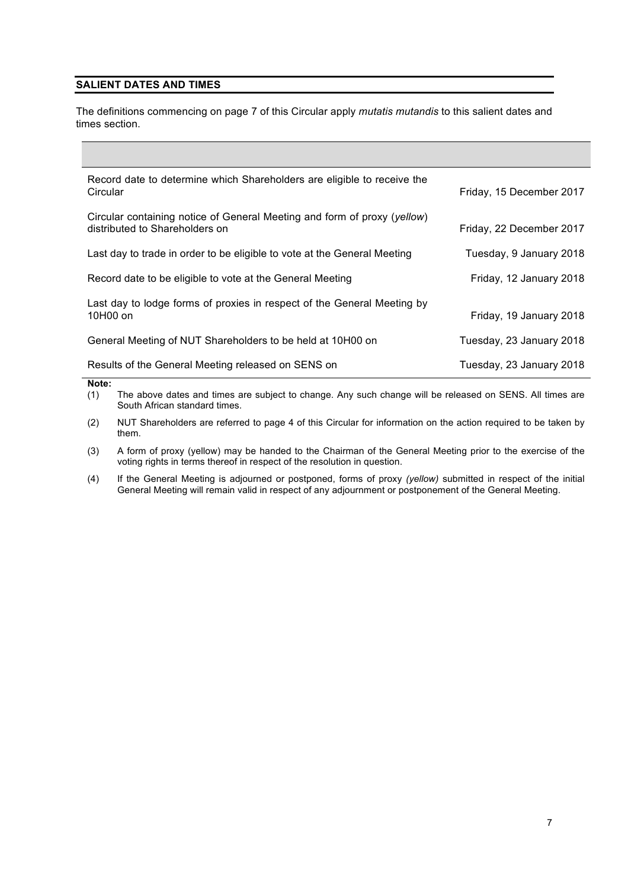## SALIENT DATES AND TIMES

The definitions commencing on page 7 of this Circular apply *mutatis mutandis* to this salient dates and times section.

| | |
|---|---|
| Record date to determine which Shareholders are eligible to receive the Circular | Friday, 15 December 2017 |
| Circular containing notice of General Meeting and form of proxy (*yellow*) distributed to Shareholders on | Friday, 22 December 2017 |
| Last day to trade in order to be eligible to vote at the General Meeting | Tuesday, 9 January 2018 |
| Record date to be eligible to vote at the General Meeting | Friday, 12 January 2018 |
| Last day to lodge forms of proxies in respect of the General Meeting by 10H00 on | Friday, 19 January 2018 |
| General Meeting of NUT Shareholders to be held at 10H00 on | Tuesday, 23 January 2018 |
| Results of the General Meeting released on SENS on | Tuesday, 23 January 2018 |

**Note:**

(1) The above dates and times are subject to change. Any such change will be released on SENS. All times are South African standard times.

(2) NUT Shareholders are referred to page 4 of this Circular for information on the action required to be taken by them.

(3) A form of proxy (yellow) may be handed to the Chairman of the General Meeting prior to the exercise of the voting rights in terms thereof in respect of the resolution in question.

(4) If the General Meeting is adjourned or postponed, forms of proxy *(yellow)* submitted in respect of the initial General Meeting will remain valid in respect of any adjournment or postponement of the General Meeting.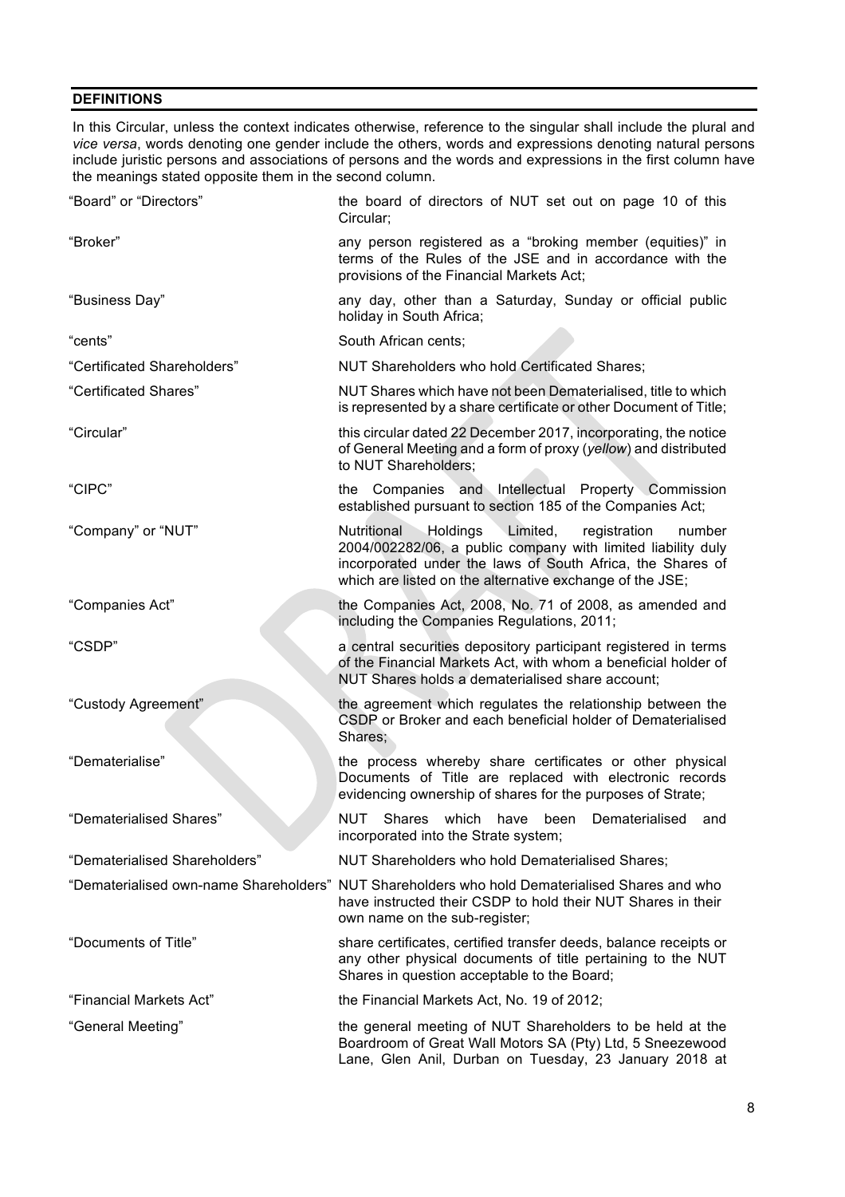## DEFINITIONS

In this Circular, unless the context indicates otherwise, reference to the singular shall include the plural and *vice versa*, words denoting one gender include the others, words and expressions denoting natural persons include juristic persons and associations of persons and the words and expressions in the first column have the meanings stated opposite them in the second column.

| | |
|---|---|
| "Board" or "Directors" | the board of directors of NUT set out on page 10 of this Circular; |
| "Broker" | any person registered as a "broking member (equities)" in terms of the Rules of the JSE and in accordance with the provisions of the Financial Markets Act; |
| "Business Day" | any day, other than a Saturday, Sunday or official public holiday in South Africa; |
| "cents" | South African cents; |
| "Certificated Shareholders" | NUT Shareholders who hold Certificated Shares; |
| "Certificated Shares" | NUT Shares which have not been Dematerialised, title to which is represented by a share certificate or other Document of Title; |
| "Circular" | this circular dated 22 December 2017, incorporating, the notice of General Meeting and a form of proxy (*yellow*) and distributed to NUT Shareholders; |
| "CIPC" | the Companies and Intellectual Property Commission established pursuant to section 185 of the Companies Act; |
| "Company" or "NUT" | Nutritional Holdings Limited, registration number 2004/002282/06, a public company with limited liability duly incorporated under the laws of South Africa, the Shares of which are listed on the alternative exchange of the JSE; |
| "Companies Act" | the Companies Act, 2008, No. 71 of 2008, as amended and including the Companies Regulations, 2011; |
| "CSDP" | a central securities depository participant registered in terms of the Financial Markets Act, with whom a beneficial holder of NUT Shares holds a dematerialised share account; |
| "Custody Agreement" | the agreement which regulates the relationship between the CSDP or Broker and each beneficial holder of Dematerialised Shares; |
| "Dematerialise" | the process whereby share certificates or other physical Documents of Title are replaced with electronic records evidencing ownership of shares for the purposes of Strate; |
| "Dematerialised Shares" | NUT Shares which have been Dematerialised and incorporated into the Strate system; |
| "Dematerialised Shareholders" | NUT Shareholders who hold Dematerialised Shares; |
| "Dematerialised own-name Shareholders" | NUT Shareholders who hold Dematerialised Shares and who have instructed their CSDP to hold their NUT Shares in their own name on the sub-register; |
| "Documents of Title" | share certificates, certified transfer deeds, balance receipts or any other physical documents of title pertaining to the NUT Shares in question acceptable to the Board; |
| "Financial Markets Act" | the Financial Markets Act, No. 19 of 2012; |
| "General Meeting" | the general meeting of NUT Shareholders to be held at the Boardroom of Great Wall Motors SA (Pty) Ltd, 5 Sneezewood Lane, Glen Anil, Durban on Tuesday, 23 January 2018 at |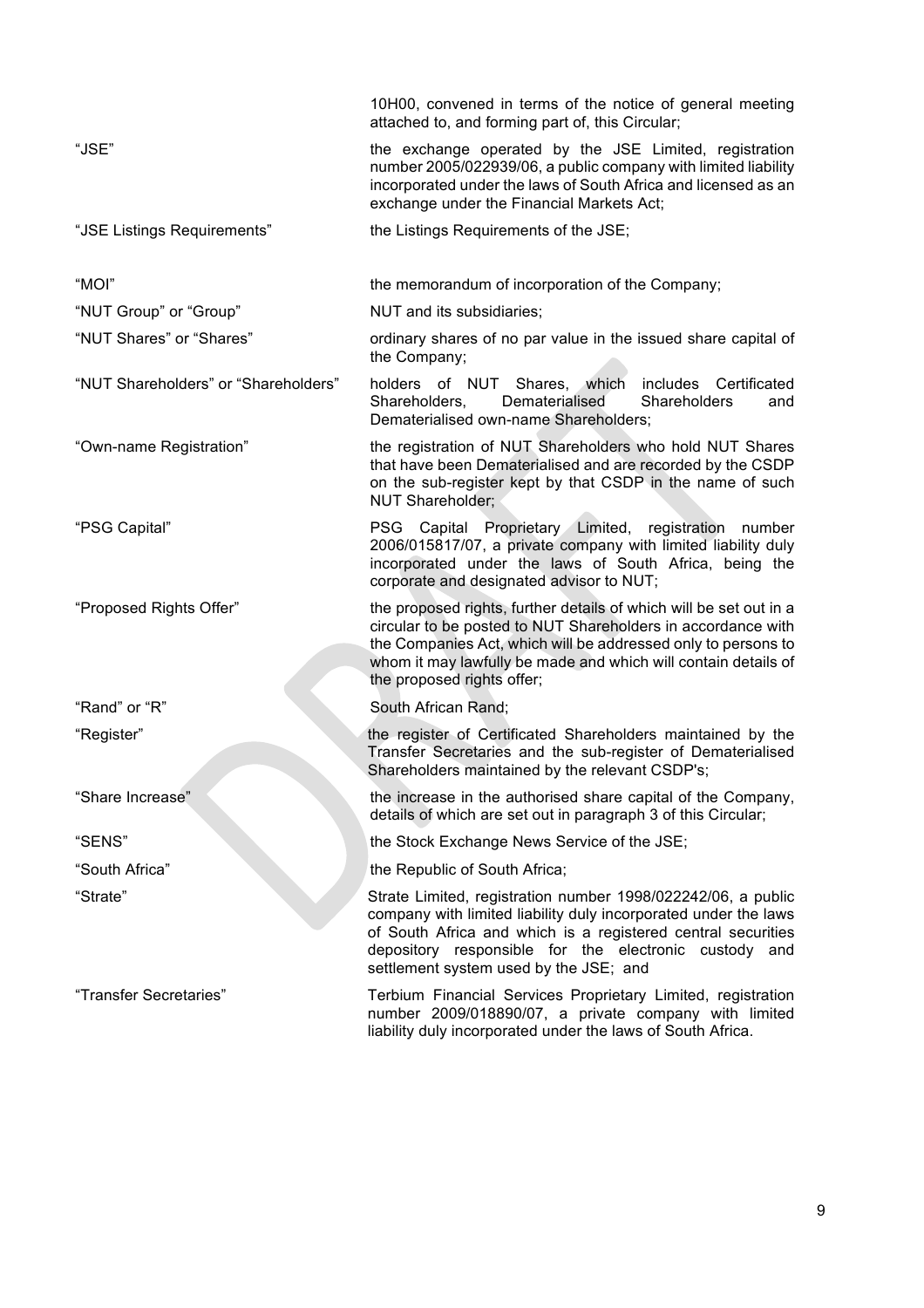| | |
|---|---|
| | 10H00, convened in terms of the notice of general meeting attached to, and forming part of, this Circular; |
| "JSE" | the exchange operated by the JSE Limited, registration number 2005/022939/06, a public company with limited liability incorporated under the laws of South Africa and licensed as an exchange under the Financial Markets Act; |
| "JSE Listings Requirements" | the Listings Requirements of the JSE; |
| "MOI" | the memorandum of incorporation of the Company; |
| "NUT Group" or "Group" | NUT and its subsidiaries; |
| "NUT Shares" or "Shares" | ordinary shares of no par value in the issued share capital of the Company; |
| "NUT Shareholders" or "Shareholders" | holders of NUT Shares, which includes Certificated Shareholders, Dematerialised Shareholders and Dematerialised own-name Shareholders; |
| "Own-name Registration" | the registration of NUT Shareholders who hold NUT Shares that have been Dematerialised and are recorded by the CSDP on the sub-register kept by that CSDP in the name of such NUT Shareholder; |
| "PSG Capital" | PSG Capital Proprietary Limited, registration number 2006/015817/07, a private company with limited liability duly incorporated under the laws of South Africa, being the corporate and designated advisor to NUT; |
| "Proposed Rights Offer" | the proposed rights, further details of which will be set out in a circular to be posted to NUT Shareholders in accordance with the Companies Act, which will be addressed only to persons to whom it may lawfully be made and which will contain details of the proposed rights offer; |
| "Rand" or "R" | South African Rand; |
| "Register" | the register of Certificated Shareholders maintained by the Transfer Secretaries and the sub-register of Dematerialised Shareholders maintained by the relevant CSDP's; |
| "Share Increase" | the increase in the authorised share capital of the Company, details of which are set out in paragraph 3 of this Circular; |
| "SENS" | the Stock Exchange News Service of the JSE; |
| "South Africa" | the Republic of South Africa; |
| "Strate" | Strate Limited, registration number 1998/022242/06, a public company with limited liability duly incorporated under the laws of South Africa and which is a registered central securities depository responsible for the electronic custody and settlement system used by the JSE; and |
| "Transfer Secretaries" | Terbium Financial Services Proprietary Limited, registration number 2009/018890/07, a private company with limited liability duly incorporated under the laws of South Africa. |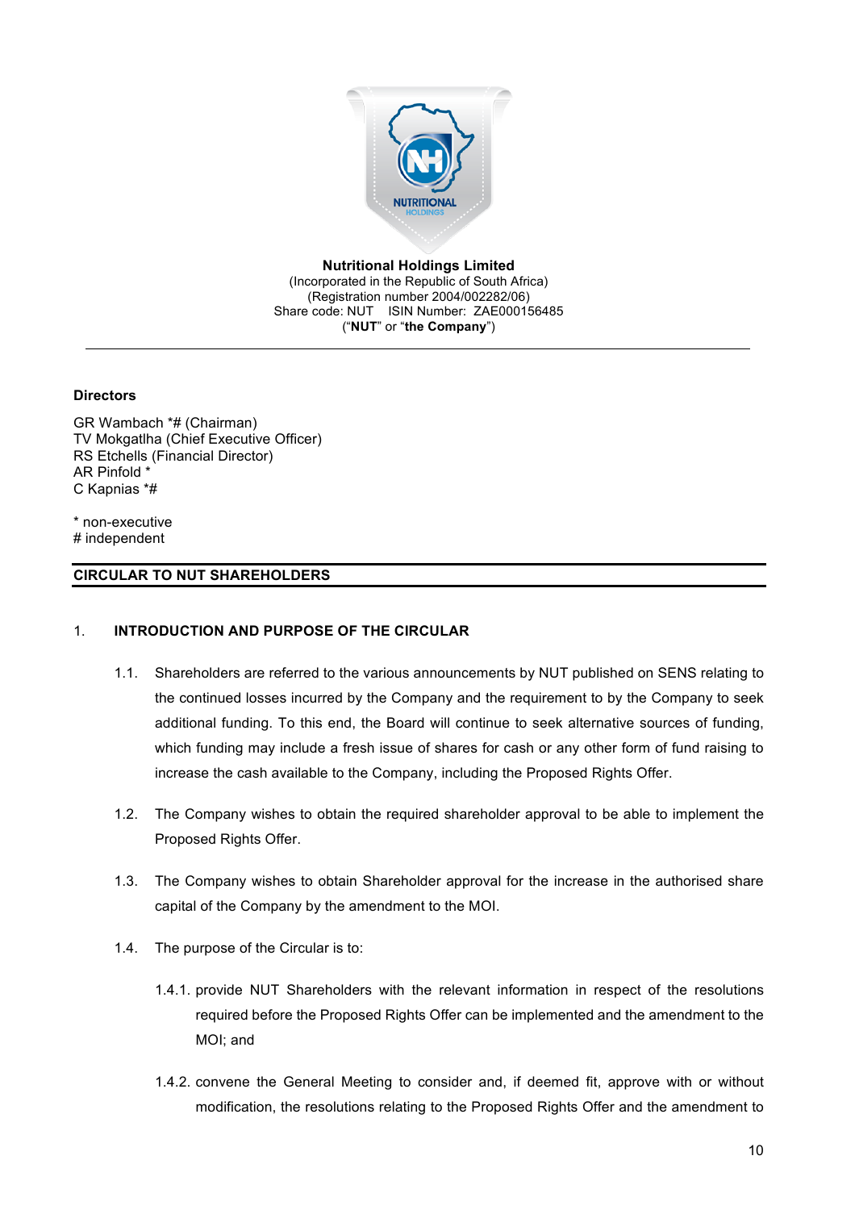**Nutritional Holdings Limited**
(Incorporated in the Republic of South Africa)
(Registration number 2004/002282/06)
Share code: NUT ISIN Number: ZAE000156485
("**NUT**" or "**the Company**")

---

**Directors**

GR Wambach *# (Chairman)
TV Mokgatlha (Chief Executive Officer)
RS Etchells (Financial Director)
AR Pinfold *
C Kapnias *#

* non-executive
# independent

## CIRCULAR TO NUT SHAREHOLDERS

### 1. INTRODUCTION AND PURPOSE OF THE CIRCULAR

1.1. Shareholders are referred to the various announcements by NUT published on SENS relating to the continued losses incurred by the Company and the requirement to by the Company to seek additional funding. To this end, the Board will continue to seek alternative sources of funding, which funding may include a fresh issue of shares for cash or any other form of fund raising to increase the cash available to the Company, including the Proposed Rights Offer.

1.2. The Company wishes to obtain the required shareholder approval to be able to implement the Proposed Rights Offer.

1.3. The Company wishes to obtain Shareholder approval for the increase in the authorised share capital of the Company by the amendment to the MOI.

1.4. The purpose of the Circular is to:

1.4.1. provide NUT Shareholders with the relevant information in respect of the resolutions required before the Proposed Rights Offer can be implemented and the amendment to the MOI; and

1.4.2. convene the General Meeting to consider and, if deemed fit, approve with or without modification, the resolutions relating to the Proposed Rights Offer and the amendment to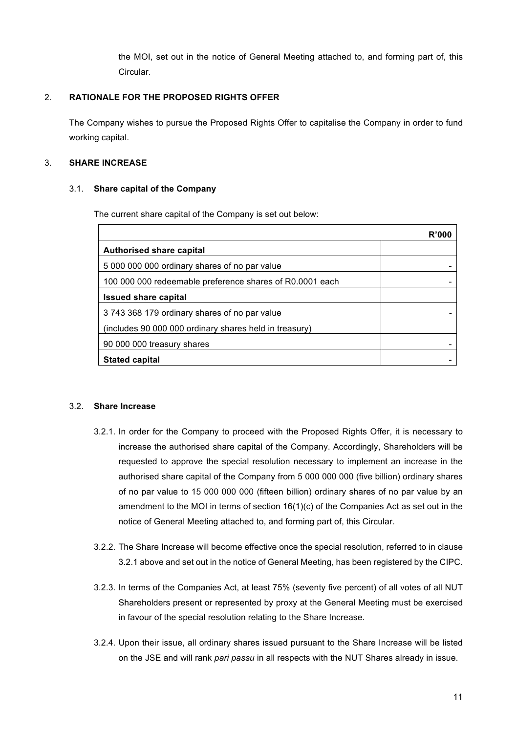the MOI, set out in the notice of General Meeting attached to, and forming part of, this Circular.

## 2. RATIONALE FOR THE PROPOSED RIGHTS OFFER

The Company wishes to pursue the Proposed Rights Offer to capitalise the Company in order to fund working capital.

## 3. SHARE INCREASE

### 3.1. Share capital of the Company

The current share capital of the Company is set out below:

| | R'000 |
|---|---|
| **Authorised share capital** | |
| 5 000 000 000 ordinary shares of no par value | - |
| 100 000 000 redeemable preference shares of R0.0001 each | - |
| **Issued share capital** | |
| 3 743 368 179 ordinary shares of no par value<br>(includes 90 000 000 ordinary shares held in treasury) | **-** |
| 90 000 000 treasury shares | - |
| **Stated capital** | - |

### 3.2. Share Increase

3.2.1. In order for the Company to proceed with the Proposed Rights Offer, it is necessary to increase the authorised share capital of the Company. Accordingly, Shareholders will be requested to approve the special resolution necessary to implement an increase in the authorised share capital of the Company from 5 000 000 000 (five billion) ordinary shares of no par value to 15 000 000 000 (fifteen billion) ordinary shares of no par value by an amendment to the MOI in terms of section 16(1)(c) of the Companies Act as set out in the notice of General Meeting attached to, and forming part of, this Circular.

3.2.2. The Share Increase will become effective once the special resolution, referred to in clause 3.2.1 above and set out in the notice of General Meeting, has been registered by the CIPC.

3.2.3. In terms of the Companies Act, at least 75% (seventy five percent) of all votes of all NUT Shareholders present or represented by proxy at the General Meeting must be exercised in favour of the special resolution relating to the Share Increase.

3.2.4. Upon their issue, all ordinary shares issued pursuant to the Share Increase will be listed on the JSE and will rank *pari passu* in all respects with the NUT Shares already in issue.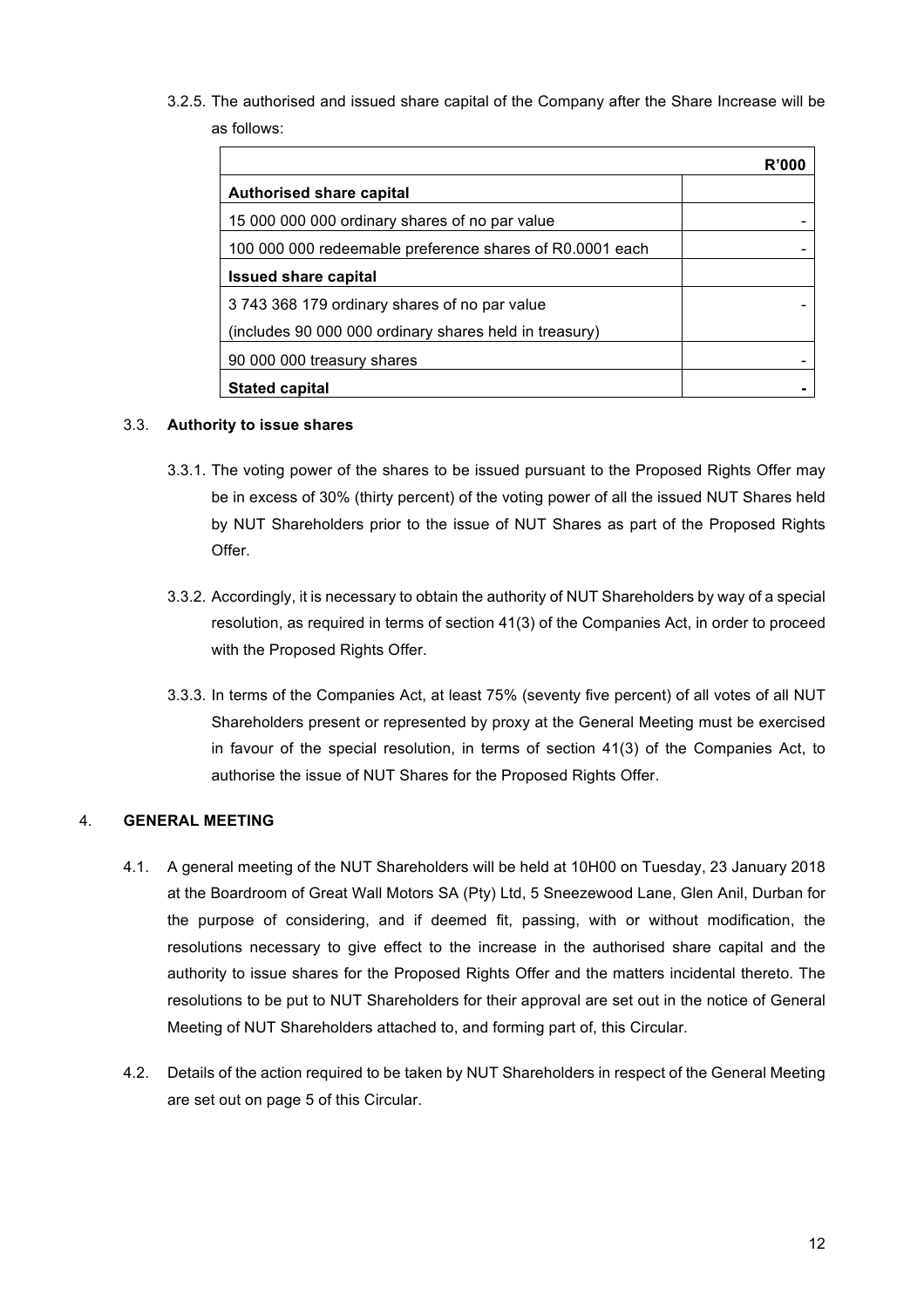3.2.5. The authorised and issued share capital of the Company after the Share Increase will be as follows:

| | R'000 |
|---|---|
| **Authorised share capital** | |
| 15 000 000 000 ordinary shares of no par value | - |
| 100 000 000 redeemable preference shares of R0.0001 each | - |
| **Issued share capital** | |
| 3 743 368 179 ordinary shares of no par value<br>(includes 90 000 000 ordinary shares held in treasury) | - |
| 90 000 000 treasury shares | - |
| **Stated capital** | **-** |

3.3. **Authority to issue shares**

3.3.1. The voting power of the shares to be issued pursuant to the Proposed Rights Offer may be in excess of 30% (thirty percent) of the voting power of all the issued NUT Shares held by NUT Shareholders prior to the issue of NUT Shares as part of the Proposed Rights Offer.

3.3.2. Accordingly, it is necessary to obtain the authority of NUT Shareholders by way of a special resolution, as required in terms of section 41(3) of the Companies Act, in order to proceed with the Proposed Rights Offer.

3.3.3. In terms of the Companies Act, at least 75% (seventy five percent) of all votes of all NUT Shareholders present or represented by proxy at the General Meeting must be exercised in favour of the special resolution, in terms of section 41(3) of the Companies Act, to authorise the issue of NUT Shares for the Proposed Rights Offer.

4. **GENERAL MEETING**

4.1. A general meeting of the NUT Shareholders will be held at 10H00 on Tuesday, 23 January 2018 at the Boardroom of Great Wall Motors SA (Pty) Ltd, 5 Sneezewood Lane, Glen Anil, Durban for the purpose of considering, and if deemed fit, passing, with or without modification, the resolutions necessary to give effect to the increase in the authorised share capital and the authority to issue shares for the Proposed Rights Offer and the matters incidental thereto. The resolutions to be put to NUT Shareholders for their approval are set out in the notice of General Meeting of NUT Shareholders attached to, and forming part of, this Circular.

4.2. Details of the action required to be taken by NUT Shareholders in respect of the General Meeting are set out on page 5 of this Circular.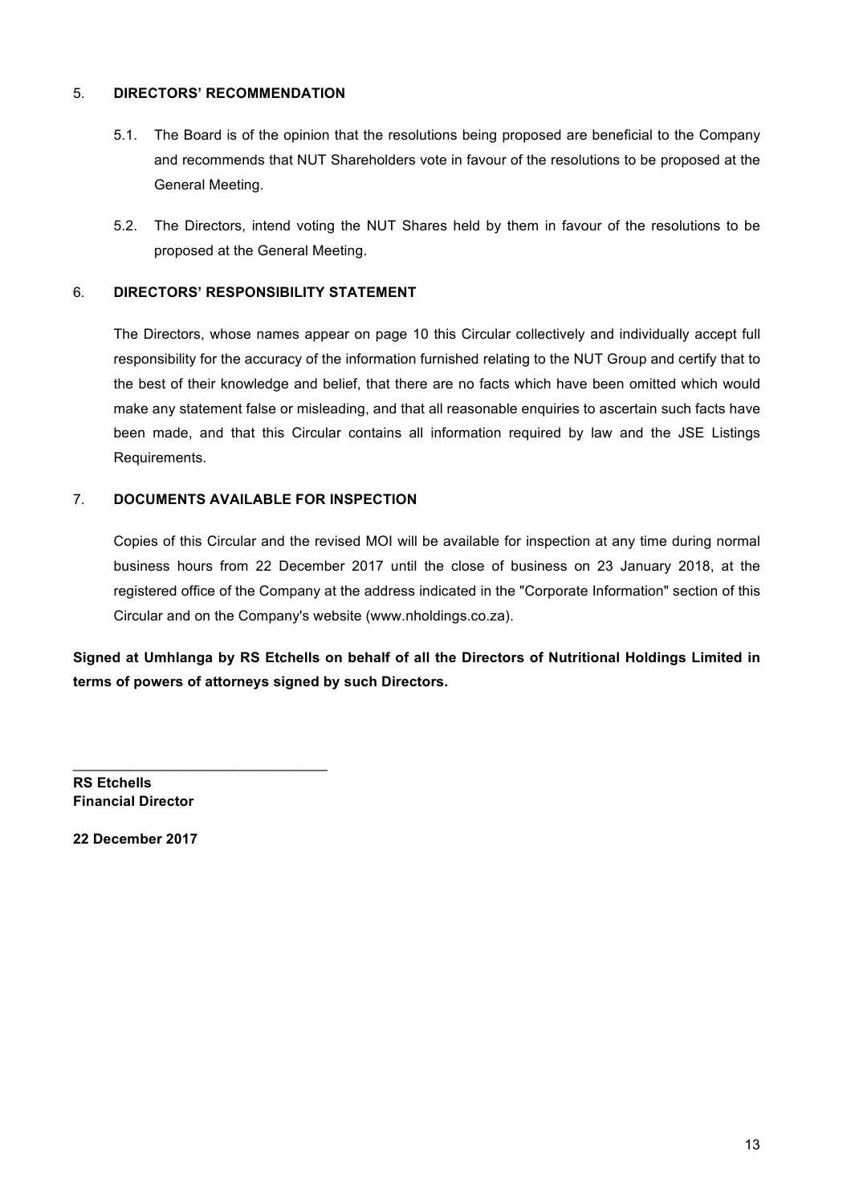## 5. DIRECTORS' RECOMMENDATION

5.1. The Board is of the opinion that the resolutions being proposed are beneficial to the Company and recommends that NUT Shareholders vote in favour of the resolutions to be proposed at the General Meeting.

5.2. The Directors, intend voting the NUT Shares held by them in favour of the resolutions to be proposed at the General Meeting.

## 6. DIRECTORS' RESPONSIBILITY STATEMENT

The Directors, whose names appear on page 10 this Circular collectively and individually accept full responsibility for the accuracy of the information furnished relating to the NUT Group and certify that to the best of their knowledge and belief, that there are no facts which have been omitted which would make any statement false or misleading, and that all reasonable enquiries to ascertain such facts have been made, and that this Circular contains all information required by law and the JSE Listings Requirements.

## 7. DOCUMENTS AVAILABLE FOR INSPECTION

Copies of this Circular and the revised MOI will be available for inspection at any time during normal business hours from 22 December 2017 until the close of business on 23 January 2018, at the registered office of the Company at the address indicated in the "Corporate Information" section of this Circular and on the Company's website (www.nholdings.co.za).

**Signed at Umhlanga by RS Etchells on behalf of all the Directors of Nutritional Holdings Limited in terms of powers of attorneys signed by such Directors.**

\_\_\_\_\_\_\_\_\_\_\_\_\_\_\_\_\_\_\_\_\_\_\_\_\_\_\_\_\_\_\_\_

**RS Etchells**
**Financial Director**

**22 December 2017**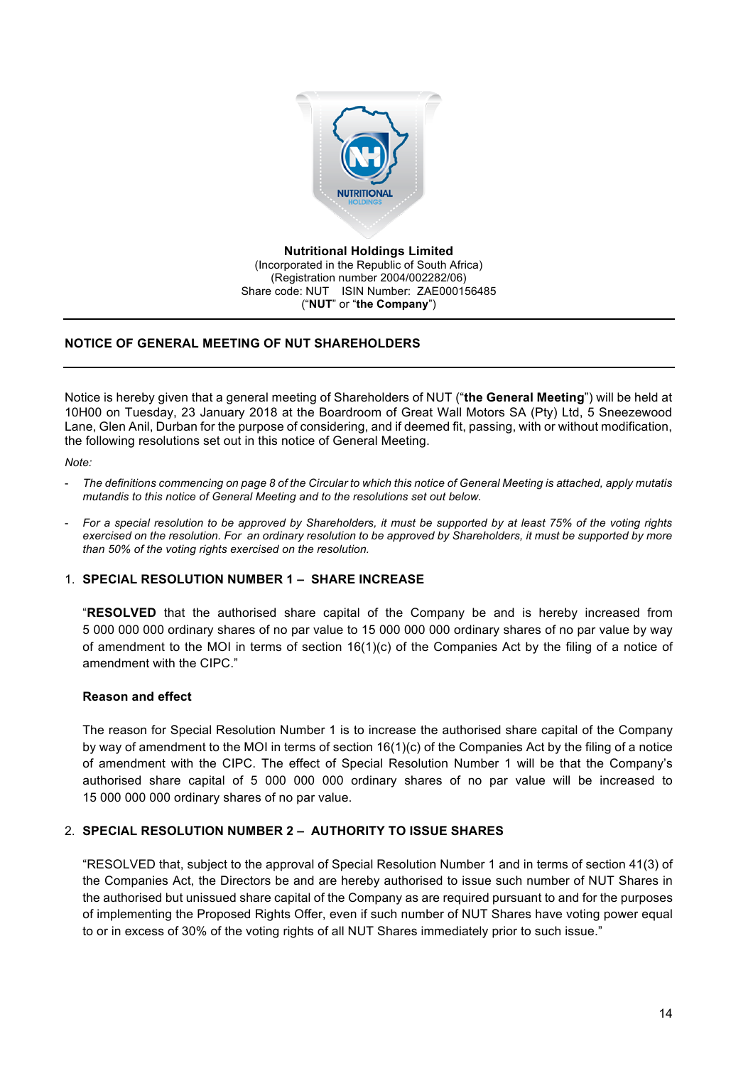**Nutritional Holdings Limited**
(Incorporated in the Republic of South Africa)
(Registration number 2004/002282/06)
Share code: NUT ISIN Number: ZAE000156485
("**NUT**" or "**the Company**")

## NOTICE OF GENERAL MEETING OF NUT SHAREHOLDERS

Notice is hereby given that a general meeting of Shareholders of NUT ("**the General Meeting**") will be held at 10H00 on Tuesday, 23 January 2018 at the Boardroom of Great Wall Motors SA (Pty) Ltd, 5 Sneezewood Lane, Glen Anil, Durban for the purpose of considering, and if deemed fit, passing, with or without modification, the following resolutions set out in this notice of General Meeting.

*Note:*

- *The definitions commencing on page 8 of the Circular to which this notice of General Meeting is attached, apply mutatis mutandis to this notice of General Meeting and to the resolutions set out below.*
- *For a special resolution to be approved by Shareholders, it must be supported by at least 75% of the voting rights exercised on the resolution. For an ordinary resolution to be approved by Shareholders, it must be supported by more than 50% of the voting rights exercised on the resolution.*

### 1. SPECIAL RESOLUTION NUMBER 1 – SHARE INCREASE

"**RESOLVED** that the authorised share capital of the Company be and is hereby increased from 5 000 000 000 ordinary shares of no par value to 15 000 000 000 ordinary shares of no par value by way of amendment to the MOI in terms of section 16(1)(c) of the Companies Act by the filing of a notice of amendment with the CIPC."

**Reason and effect**

The reason for Special Resolution Number 1 is to increase the authorised share capital of the Company by way of amendment to the MOI in terms of section 16(1)(c) of the Companies Act by the filing of a notice of amendment with the CIPC. The effect of Special Resolution Number 1 will be that the Company's authorised share capital of 5 000 000 000 ordinary shares of no par value will be increased to 15 000 000 000 ordinary shares of no par value.

### 2. SPECIAL RESOLUTION NUMBER 2 – AUTHORITY TO ISSUE SHARES

"RESOLVED that, subject to the approval of Special Resolution Number 1 and in terms of section 41(3) of the Companies Act, the Directors be and are hereby authorised to issue such number of NUT Shares in the authorised but unissued share capital of the Company as are required pursuant to and for the purposes of implementing the Proposed Rights Offer, even if such number of NUT Shares have voting power equal to or in excess of 30% of the voting rights of all NUT Shares immediately prior to such issue."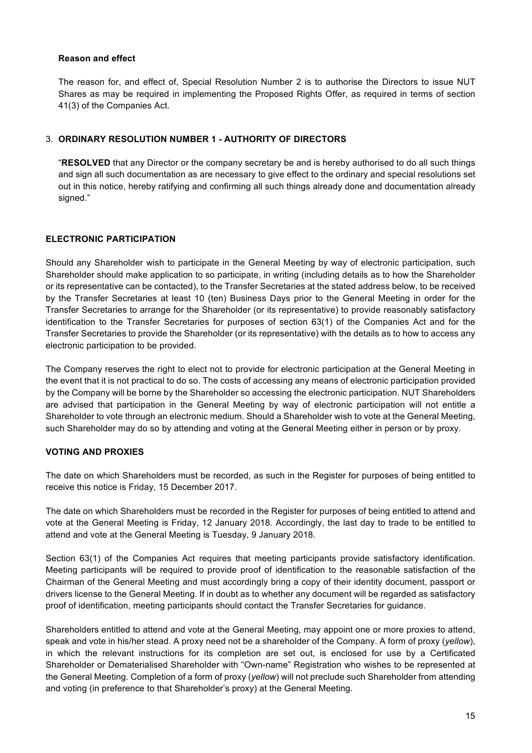**Reason and effect**

The reason for, and effect of, Special Resolution Number 2 is to authorise the Directors to issue NUT Shares as may be required in implementing the Proposed Rights Offer, as required in terms of section 41(3) of the Companies Act.

3. **ORDINARY RESOLUTION NUMBER 1 - AUTHORITY OF DIRECTORS**

"**RESOLVED** that any Director or the company secretary be and is hereby authorised to do all such things and sign all such documentation as are necessary to give effect to the ordinary and special resolutions set out in this notice, hereby ratifying and confirming all such things already done and documentation already signed."

**ELECTRONIC PARTICIPATION**

Should any Shareholder wish to participate in the General Meeting by way of electronic participation, such Shareholder should make application to so participate, in writing (including details as to how the Shareholder or its representative can be contacted), to the Transfer Secretaries at the stated address below, to be received by the Transfer Secretaries at least 10 (ten) Business Days prior to the General Meeting in order for the Transfer Secretaries to arrange for the Shareholder (or its representative) to provide reasonably satisfactory identification to the Transfer Secretaries for purposes of section 63(1) of the Companies Act and for the Transfer Secretaries to provide the Shareholder (or its representative) with the details as to how to access any electronic participation to be provided.

The Company reserves the right to elect not to provide for electronic participation at the General Meeting in the event that it is not practical to do so. The costs of accessing any means of electronic participation provided by the Company will be borne by the Shareholder so accessing the electronic participation. NUT Shareholders are advised that participation in the General Meeting by way of electronic participation will not entitle a Shareholder to vote through an electronic medium. Should a Shareholder wish to vote at the General Meeting, such Shareholder may do so by attending and voting at the General Meeting either in person or by proxy.

**VOTING AND PROXIES**

The date on which Shareholders must be recorded, as such in the Register for purposes of being entitled to receive this notice is Friday, 15 December 2017.

The date on which Shareholders must be recorded in the Register for purposes of being entitled to attend and vote at the General Meeting is Friday, 12 January 2018. Accordingly, the last day to trade to be entitled to attend and vote at the General Meeting is Tuesday, 9 January 2018.

Section 63(1) of the Companies Act requires that meeting participants provide satisfactory identification. Meeting participants will be required to provide proof of identification to the reasonable satisfaction of the Chairman of the General Meeting and must accordingly bring a copy of their identity document, passport or drivers license to the General Meeting. If in doubt as to whether any document will be regarded as satisfactory proof of identification, meeting participants should contact the Transfer Secretaries for guidance.

Shareholders entitled to attend and vote at the General Meeting, may appoint one or more proxies to attend, speak and vote in his/her stead. A proxy need not be a shareholder of the Company. A form of proxy (*yellow*), in which the relevant instructions for its completion are set out, is enclosed for use by a Certificated Shareholder or Dematerialised Shareholder with "Own-name" Registration who wishes to be represented at the General Meeting. Completion of a form of proxy (*yellow*) will not preclude such Shareholder from attending and voting (in preference to that Shareholder's proxy) at the General Meeting.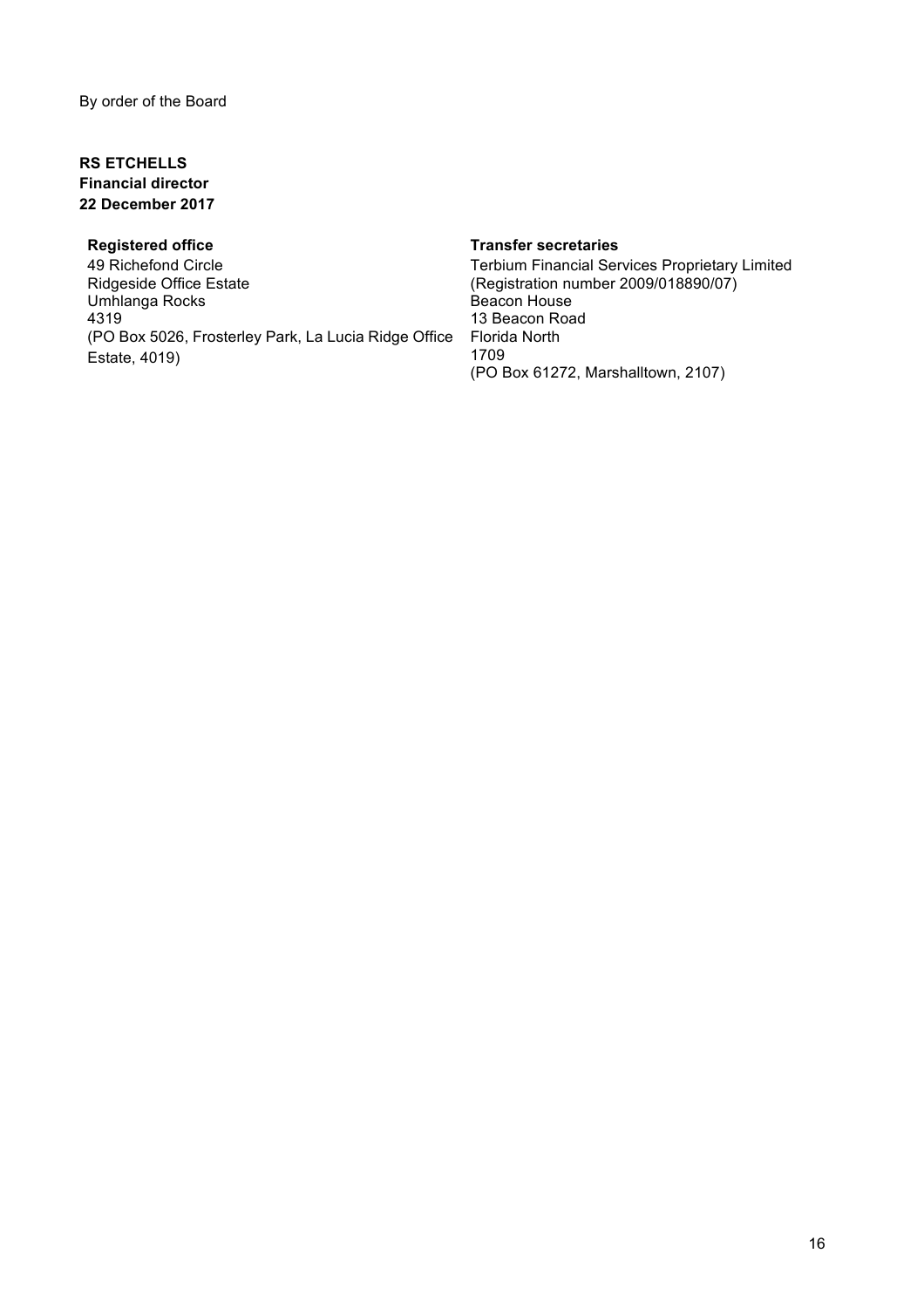By order of the Board

**RS ETCHELLS**
**Financial director**
**22 December 2017**

**Registered office**
49 Richefond Circle
Ridgeside Office Estate
Umhlanga Rocks
4319
(PO Box 5026, Frosterley Park, La Lucia Ridge Office Estate, 4019)

**Transfer secretaries**
Terbium Financial Services Proprietary Limited
(Registration number 2009/018890/07)
Beacon House
13 Beacon Road
Florida North
1709
(PO Box 61272, Marshalltown, 2107)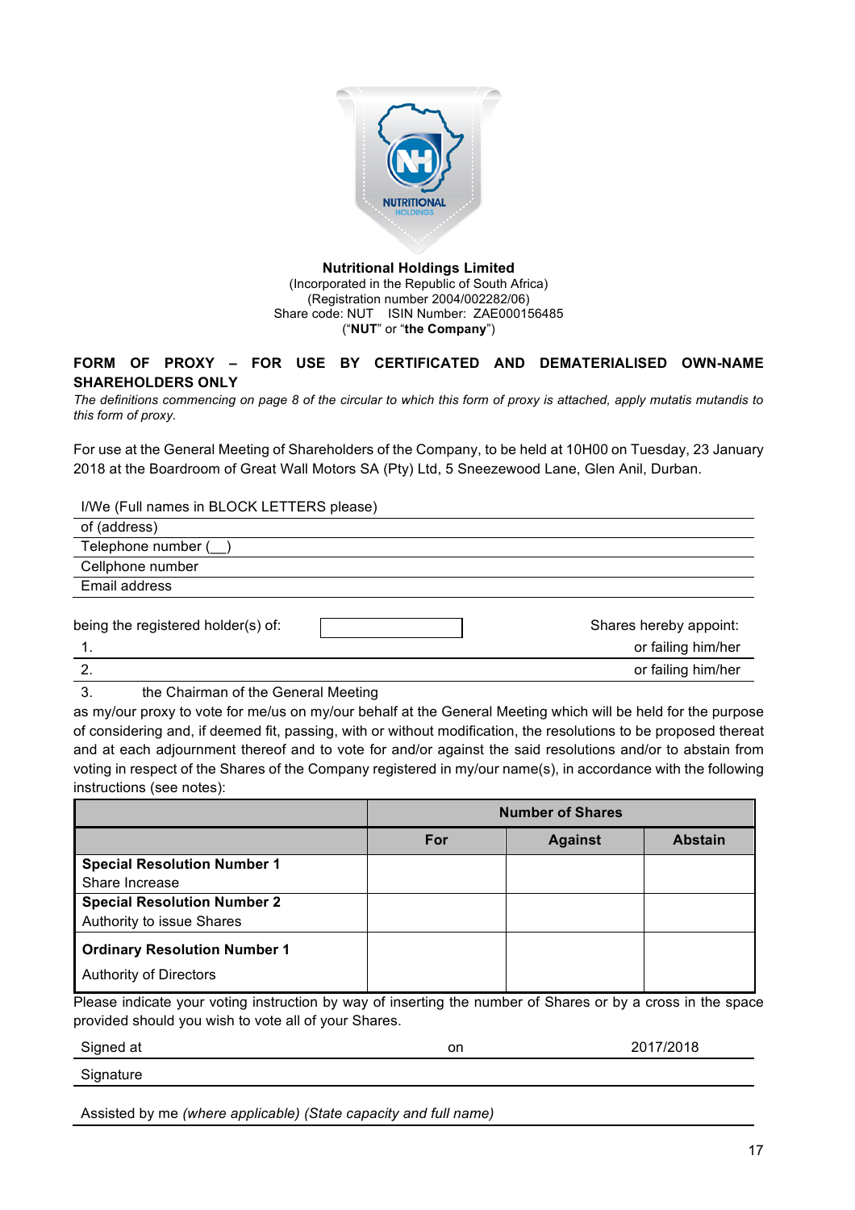**Nutritional Holdings Limited**
(Incorporated in the Republic of South Africa)
(Registration number 2004/002282/06)
Share code: NUT ISIN Number: ZAE000156485
("**NUT**" or "**the Company**")

## FORM OF PROXY – FOR USE BY CERTIFICATED AND DEMATERIALISED OWN-NAME SHAREHOLDERS ONLY

*The definitions commencing on page 8 of the circular to which this form of proxy is attached, apply mutatis mutandis to this form of proxy.*

For use at the General Meeting of Shareholders of the Company, to be held at 10H00 on Tuesday, 23 January 2018 at the Boardroom of Great Wall Motors SA (Pty) Ltd, 5 Sneezewood Lane, Glen Anil, Durban.

I/We (Full names in BLOCK LETTERS please)

of (address)

Telephone number (__)

Cellphone number

Email address

being the registered holder(s) of: ____________ Shares hereby appoint:

1. ____________ or failing him/her
2. ____________ or failing him/her
3. the Chairman of the General Meeting

as my/our proxy to vote for me/us on my/our behalf at the General Meeting which will be held for the purpose of considering and, if deemed fit, passing, with or without modification, the resolutions to be proposed thereat and at each adjournment thereof and to vote for and/or against the said resolutions and/or to abstain from voting in respect of the Shares of the Company registered in my/our name(s), in accordance with the following instructions (see notes):

| | Number of Shares | | |
|---|---|---|---|
| | **For** | **Against** | **Abstain** |
| **Special Resolution Number 1**<br>Share Increase | | | |
| **Special Resolution Number 2**<br>Authority to issue Shares | | | |
| **Ordinary Resolution Number 1**<br>Authority of Directors | | | |

Please indicate your voting instruction by way of inserting the number of Shares or by a cross in the space provided should you wish to vote all of your Shares.

Signed at ____________ on ____________ 2017/2018

Signature

Assisted by me *(where applicable) (State capacity and full name)*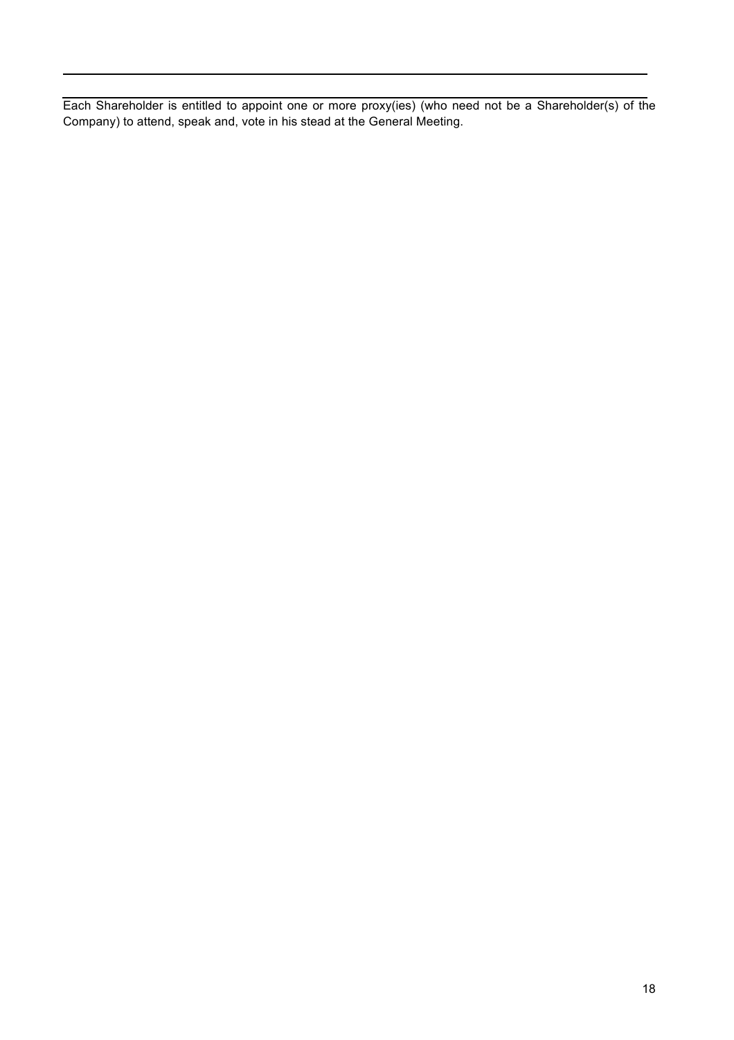Each Shareholder is entitled to appoint one or more proxy(ies) (who need not be a Shareholder(s) of the Company) to attend, speak and, vote in his stead at the General Meeting.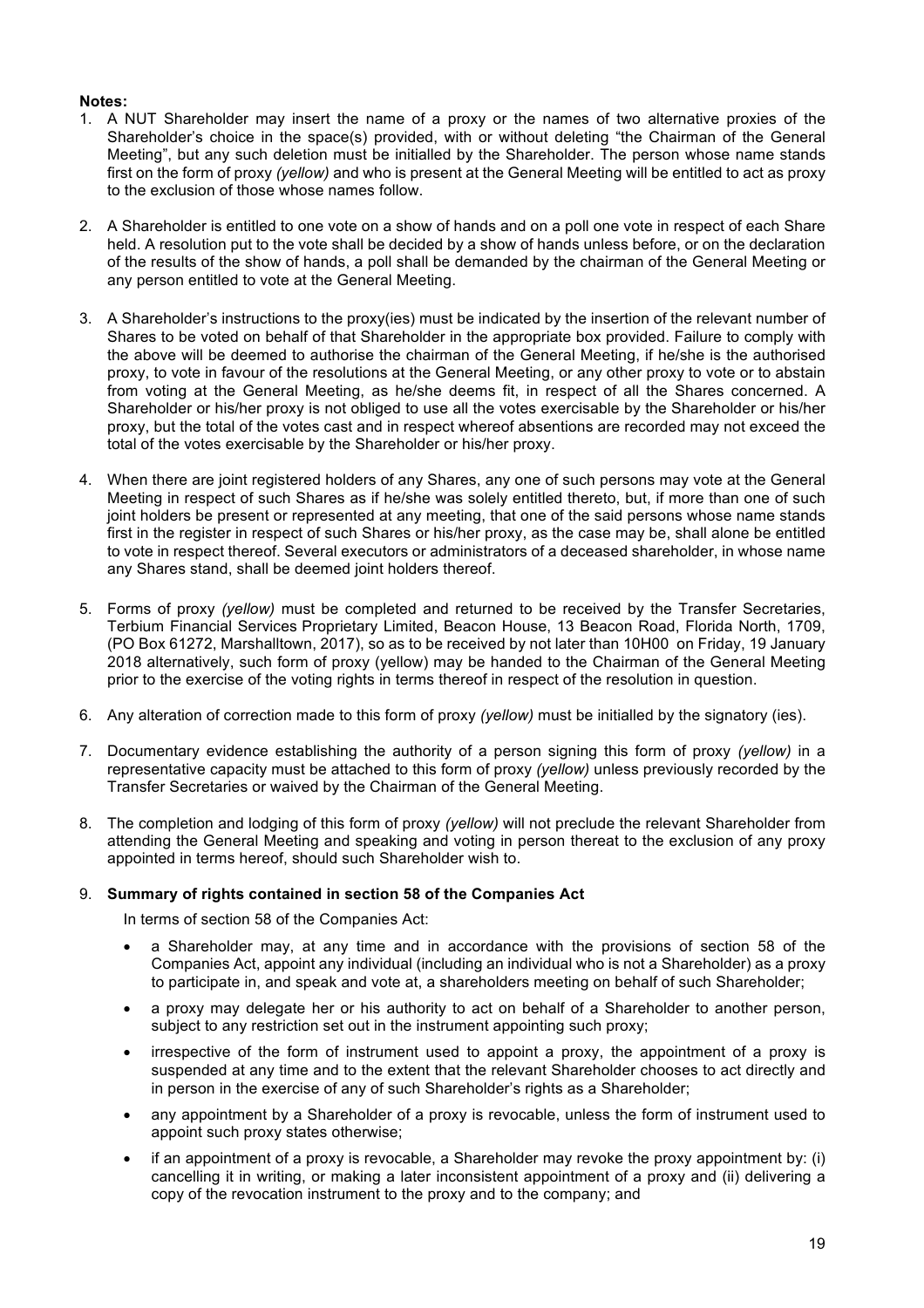**Notes:**

1. A NUT Shareholder may insert the name of a proxy or the names of two alternative proxies of the Shareholder's choice in the space(s) provided, with or without deleting "the Chairman of the General Meeting", but any such deletion must be initialled by the Shareholder. The person whose name stands first on the form of proxy *(yellow)* and who is present at the General Meeting will be entitled to act as proxy to the exclusion of those whose names follow.

2. A Shareholder is entitled to one vote on a show of hands and on a poll one vote in respect of each Share held. A resolution put to the vote shall be decided by a show of hands unless before, or on the declaration of the results of the show of hands, a poll shall be demanded by the chairman of the General Meeting or any person entitled to vote at the General Meeting.

3. A Shareholder's instructions to the proxy(ies) must be indicated by the insertion of the relevant number of Shares to be voted on behalf of that Shareholder in the appropriate box provided. Failure to comply with the above will be deemed to authorise the chairman of the General Meeting, if he/she is the authorised proxy, to vote in favour of the resolutions at the General Meeting, or any other proxy to vote or to abstain from voting at the General Meeting, as he/she deems fit, in respect of all the Shares concerned. A Shareholder or his/her proxy is not obliged to use all the votes exercisable by the Shareholder or his/her proxy, but the total of the votes cast and in respect whereof absentions are recorded may not exceed the total of the votes exercisable by the Shareholder or his/her proxy.

4. When there are joint registered holders of any Shares, any one of such persons may vote at the General Meeting in respect of such Shares as if he/she was solely entitled thereto, but, if more than one of such joint holders be present or represented at any meeting, that one of the said persons whose name stands first in the register in respect of such Shares or his/her proxy, as the case may be, shall alone be entitled to vote in respect thereof. Several executors or administrators of a deceased shareholder, in whose name any Shares stand, shall be deemed joint holders thereof.

5. Forms of proxy *(yellow)* must be completed and returned to be received by the Transfer Secretaries, Terbium Financial Services Proprietary Limited, Beacon House, 13 Beacon Road, Florida North, 1709, (PO Box 61272, Marshalltown, 2017), so as to be received by not later than 10H00 on Friday, 19 January 2018 alternatively, such form of proxy (yellow) may be handed to the Chairman of the General Meeting prior to the exercise of the voting rights in terms thereof in respect of the resolution in question.

6. Any alteration of correction made to this form of proxy *(yellow)* must be initialled by the signatory (ies).

7. Documentary evidence establishing the authority of a person signing this form of proxy *(yellow)* in a representative capacity must be attached to this form of proxy *(yellow)* unless previously recorded by the Transfer Secretaries or waived by the Chairman of the General Meeting.

8. The completion and lodging of this form of proxy *(yellow)* will not preclude the relevant Shareholder from attending the General Meeting and speaking and voting in person thereat to the exclusion of any proxy appointed in terms hereof, should such Shareholder wish to.

9. **Summary of rights contained in section 58 of the Companies Act**

   In terms of section 58 of the Companies Act:

   - a Shareholder may, at any time and in accordance with the provisions of section 58 of the Companies Act, appoint any individual (including an individual who is not a Shareholder) as a proxy to participate in, and speak and vote at, a shareholders meeting on behalf of such Shareholder;
   - a proxy may delegate her or his authority to act on behalf of a Shareholder to another person, subject to any restriction set out in the instrument appointing such proxy;
   - irrespective of the form of instrument used to appoint a proxy, the appointment of a proxy is suspended at any time and to the extent that the relevant Shareholder chooses to act directly and in person in the exercise of any of such Shareholder's rights as a Shareholder;
   - any appointment by a Shareholder of a proxy is revocable, unless the form of instrument used to appoint such proxy states otherwise;
   - if an appointment of a proxy is revocable, a Shareholder may revoke the proxy appointment by: (i) cancelling it in writing, or making a later inconsistent appointment of a proxy and (ii) delivering a copy of the revocation instrument to the proxy and to the company; and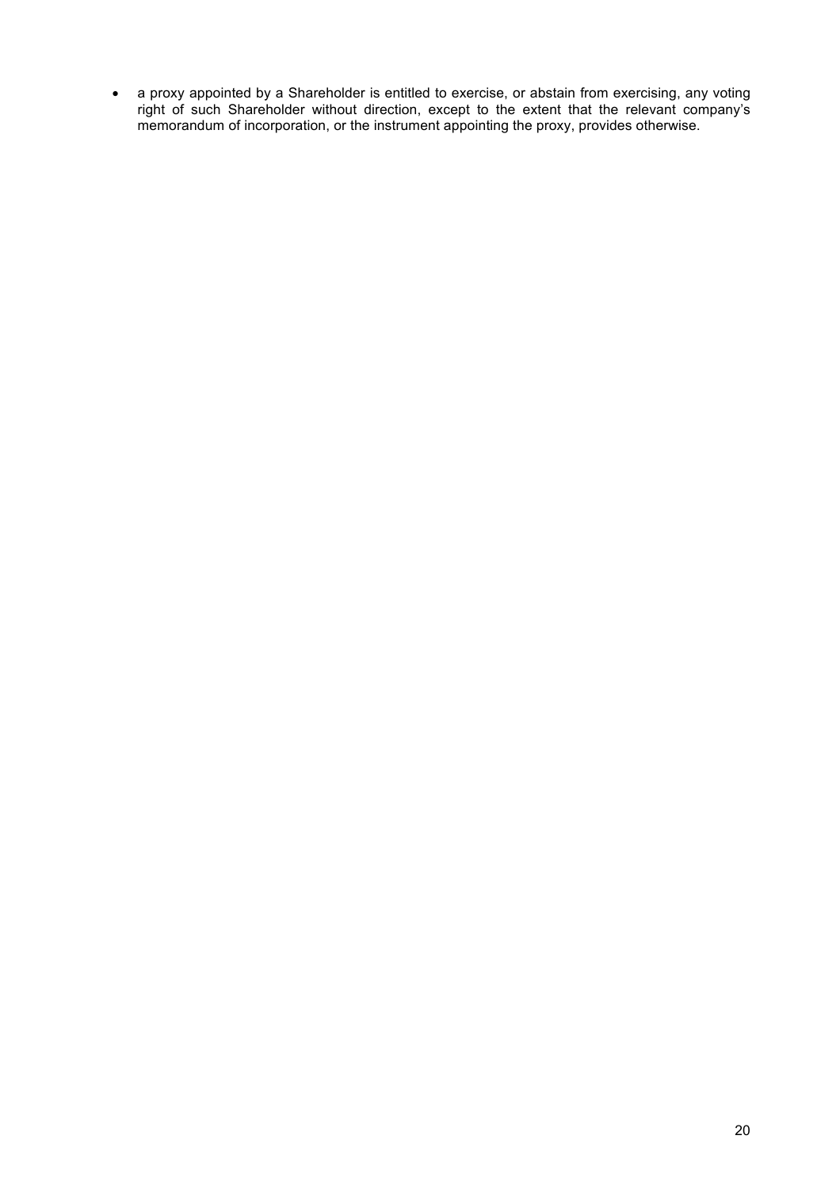- a proxy appointed by a Shareholder is entitled to exercise, or abstain from exercising, any voting right of such Shareholder without direction, except to the extent that the relevant company's memorandum of incorporation, or the instrument appointing the proxy, provides otherwise.